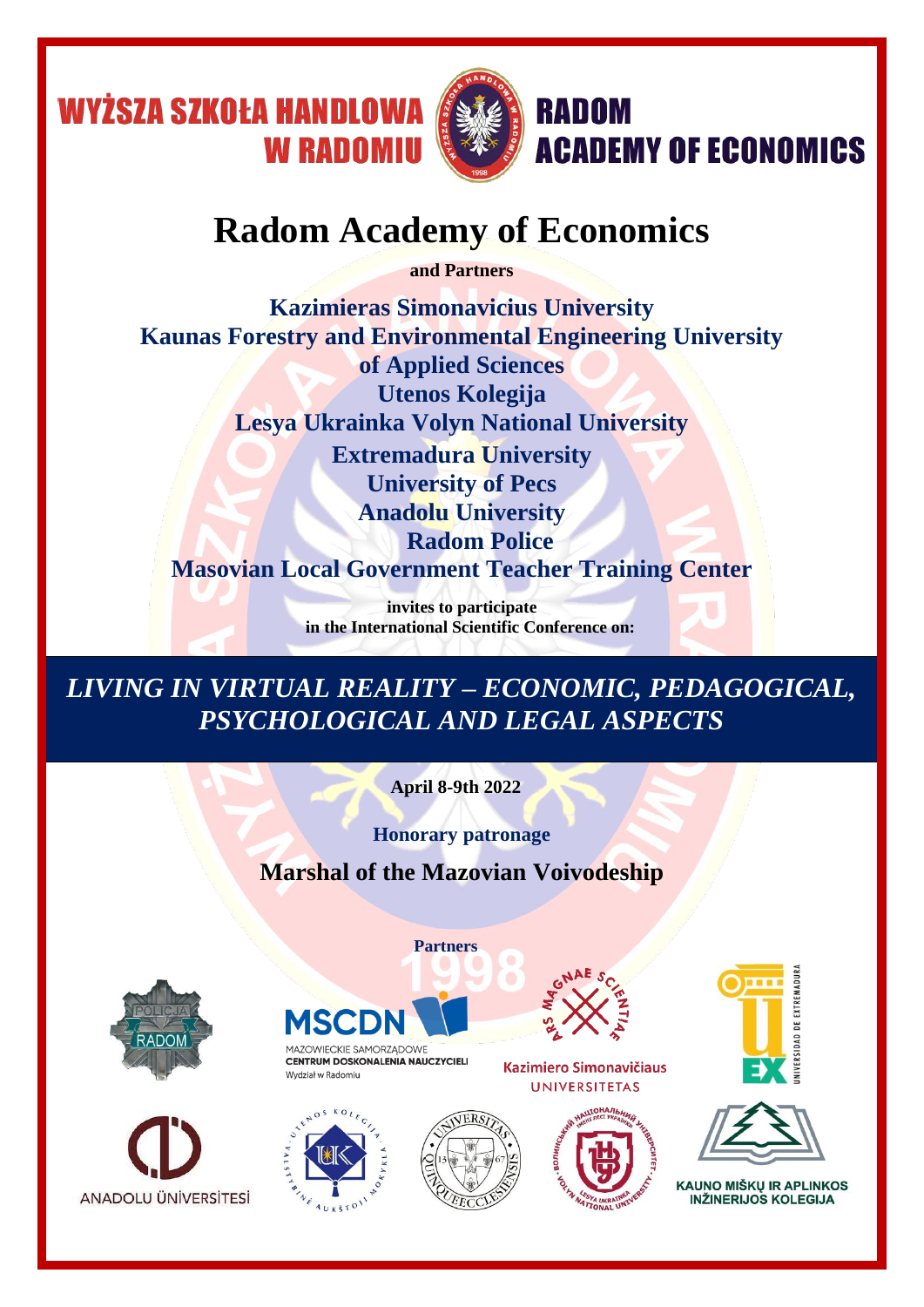WYŻSZA SZKOŁA HANDLOWA W RADOMIU

RADOM ACADEMY OF ECONOMICS

# Radom Academy of Economics

**and Partners**

**Kazimieras Simonavicius University**
**Kaunas Forestry and Environmental Engineering University of Applied Sciences**
**Utenos Kolegija**
**Lesya Ukrainka Volyn National University**
**Extremadura University**
**University of Pecs**
**Anadolu University**
**Radom Police**
**Masovian Local Government Teacher Training Center**

**invites to participate**
**in the International Scientific Conference on:**

## *LIVING IN VIRTUAL REALITY – ECONOMIC, PEDAGOGICAL, PSYCHOLOGICAL AND LEGAL ASPECTS*

**April 8-9th 2022**

**Honorary patronage**

**Marshal of the Mazovian Voivodeship**

**Partners**

POLICJA RADOM

MSCDN MAZOWIECKIE SAMORZĄDOWE CENTRUM DOSKONALENIA NAUCZYCIELI Wydział w Radomiu

ARS MAGNAE SCIENTIAE Kazimiero Simonavičiaus UNIVERSITETAS

UNIVERSIDAD DE EXTREMADURA

ANADOLU ÜNİVERSİTESİ

KAUNO MIŠKŲ IR APLINKOS INŽINERIJOS KOLEGIJA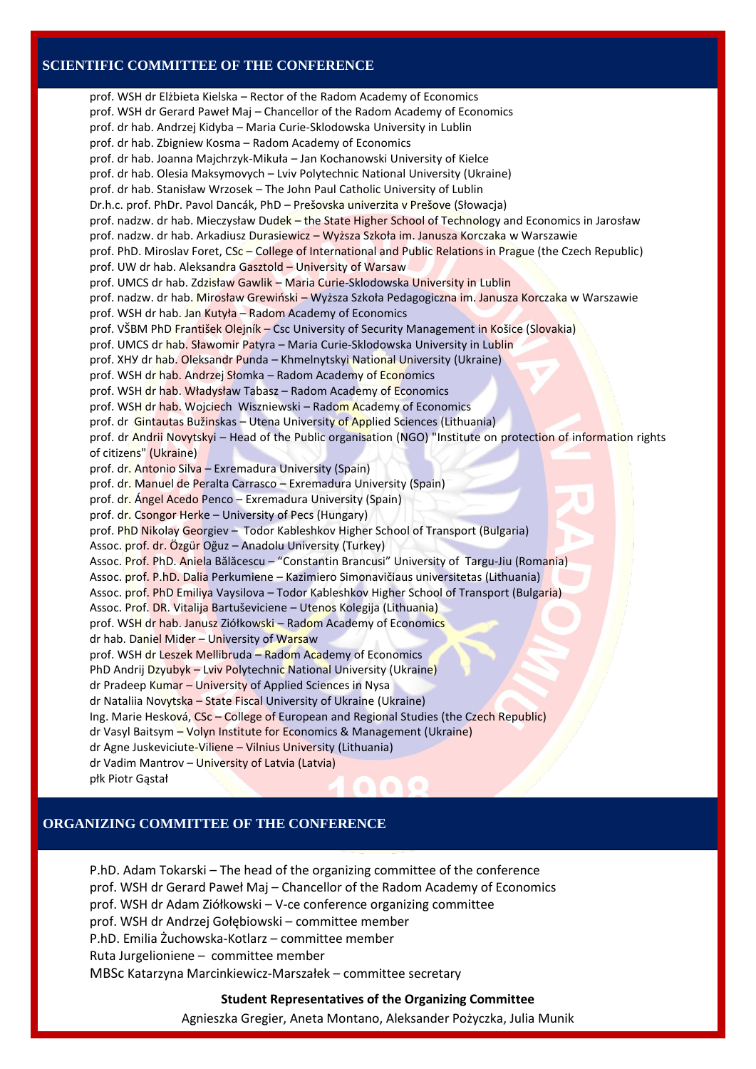## SCIENTIFIC COMMITTEE OF THE CONFERENCE

prof. WSH dr Elżbieta Kielska – Rector of the Radom Academy of Economics
prof. WSH dr Gerard Paweł Maj – Chancellor of the Radom Academy of Economics
prof. dr hab. Andrzej Kidyba – Maria Curie-Sklodowska University in Lublin
prof. dr hab. Zbigniew Kosma – Radom Academy of Economics
prof. dr hab. Joanna Majchrzyk-Mikuła – Jan Kochanowski University of Kielce
prof. dr hab. Olesia Maksymovych – Lviv Polytechnic National University (Ukraine)
prof. dr hab. Stanisław Wrzosek – The John Paul Catholic University of Lublin
Dr.h.c. prof. PhDr. Pavol Dancák, PhD – Prešovska univerzita v Prešove (Słowacja)
prof. nadzw. dr hab. Mieczysław Dudek – the State Higher School of Technology and Economics in Jarosław
prof. nadzw. dr hab. Arkadiusz Durasiewicz – Wyższa Szkoła im. Janusza Korczaka w Warszawie
prof. PhD. Miroslav Foret, CSc – College of International and Public Relations in Prague (the Czech Republic)
prof. UW dr hab. Aleksandra Gasztold – University of Warsaw
prof. UMCS dr hab. Zdzisław Gawlik – Maria Curie-Sklodowska University in Lublin
prof. nadzw. dr hab. Mirosław Grewiński – Wyższa Szkoła Pedagogiczna im. Janusza Korczaka w Warszawie
prof. WSH dr hab. Jan Kutyła – Radom Academy of Economics
prof. VŠBM PhD František Olejník – Csc University of Security Management in Košice (Slovakia)
prof. UMCS dr hab. Sławomir Patyra – Maria Curie-Sklodowska University in Lublin
prof. ХНУ dr hab. Oleksandr Punda – Khmelnytskyi National University (Ukraine)
prof. WSH dr hab. Andrzej Słomka – Radom Academy of Economics
prof. WSH dr hab. Władysław Tabasz – Radom Academy of Economics
prof. WSH dr hab. Wojciech Wiszniewski – Radom Academy of Economics
prof. dr Gintautas Bužinskas – Utena University of Applied Sciences (Lithuania)
prof. dr Andrii Novytskyi – Head of the Public organisation (NGO) "Institute on protection of information rights of citizens" (Ukraine)
prof. dr. Antonio Silva – Exremadura University (Spain)
prof. dr. Manuel de Peralta Carrasco – Exremadura University (Spain)
prof. dr. Ángel Acedo Penco – Exremadura University (Spain)
prof. dr. Csongor Herke – University of Pecs (Hungary)
prof. PhD Nikolay Georgiev – Todor Kableshkov Higher School of Transport (Bulgaria)
Assoc. prof. dr. Özgür Oğuz – Anadolu University (Turkey)
Assoc. Prof. PhD. Aniela Bălăcescu – "Constantin Brancusi" University of Targu-Jiu (Romania)
Assoc. prof. P.hD. Dalia Perkumiene – Kazimiero Simonavičiaus universitetas (Lithuania)
Assoc. prof. PhD Emiliya Vaysilova – Todor Kableshkov Higher School of Transport (Bulgaria)
Assoc. Prof. DR. Vitalija Bartuševiciene – Utenos Kolegija (Lithuania)
prof. WSH dr hab. Janusz Ziółkowski – Radom Academy of Economics
dr hab. Daniel Mider – University of Warsaw
prof. WSH dr Leszek Mellibruda – Radom Academy of Economics
PhD Andrij Dzyubyk – Lviv Polytechnic National University (Ukraine)
dr Pradeep Kumar – University of Applied Sciences in Nysa
dr Nataliia Novytska – State Fiscal University of Ukraine (Ukraine)
Ing. Marie Hesková, CSc – College of European and Regional Studies (the Czech Republic)
dr Vasyl Baitsym – Volyn Institute for Economics & Management (Ukraine)
dr Agne Juskeviciute-Viliene – Vilnius University (Lithuania)
dr Vadim Mantrov – University of Latvia (Latvia)
płk Piotr Gąstał

## ORGANIZING COMMITTEE OF THE CONFERENCE

P.hD. Adam Tokarski – The head of the organizing committee of the conference
prof. WSH dr Gerard Paweł Maj – Chancellor of the Radom Academy of Economics
prof. WSH dr Adam Ziółkowski – V-ce conference organizing committee
prof. WSH dr Andrzej Gołębiowski – committee member
P.hD. Emilia Żuchowska-Kotlarz – committee member
Ruta Jurgelioniene – committee member
MBSc Katarzyna Marcinkiewicz-Marszałek – committee secretary

**Student Representatives of the Organizing Committee**

Agnieszka Gregier, Aneta Montano, Aleksander Pożyczka, Julia Munik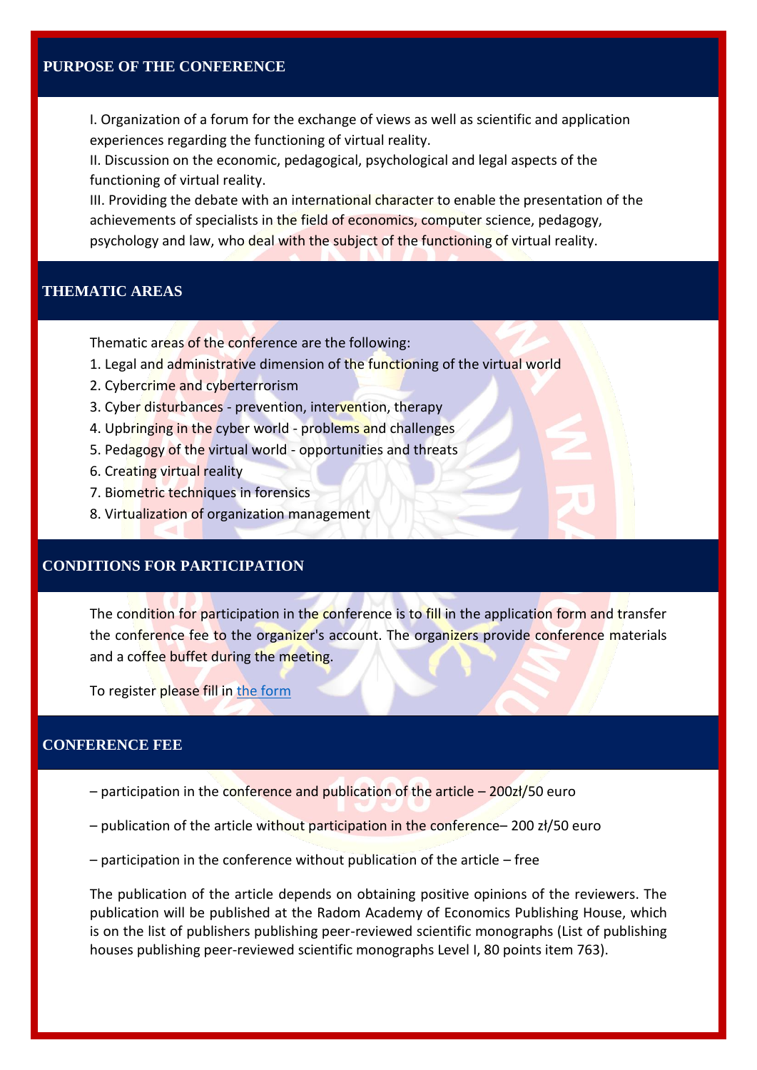## PURPOSE OF THE CONFERENCE

I. Organization of a forum for the exchange of views as well as scientific and application experiences regarding the functioning of virtual reality.
II. Discussion on the economic, pedagogical, psychological and legal aspects of the functioning of virtual reality.
III. Providing the debate with an international character to enable the presentation of the achievements of specialists in the field of economics, computer science, pedagogy, psychology and law, who deal with the subject of the functioning of virtual reality.

## THEMATIC AREAS

Thematic areas of the conference are the following:

1. Legal and administrative dimension of the functioning of the virtual world
2. Cybercrime and cyberterrorism
3. Cyber disturbances - prevention, intervention, therapy
4. Upbringing in the cyber world - problems and challenges
5. Pedagogy of the virtual world - opportunities and threats
6. Creating virtual reality
7. Biometric techniques in forensics
8. Virtualization of organization management

## CONDITIONS FOR PARTICIPATION

The condition for participation in the conference is to fill in the application form and transfer the conference fee to the organizer's account. The organizers provide conference materials and a coffee buffet during the meeting.

To register please fill in the form

## CONFERENCE FEE

– participation in the conference and publication of the article – 200zł/50 euro

– publication of the article without participation in the conference– 200 zł/50 euro

– participation in the conference without publication of the article – free

The publication of the article depends on obtaining positive opinions of the reviewers. The publication will be published at the Radom Academy of Economics Publishing House, which is on the list of publishers publishing peer-reviewed scientific monographs (List of publishing houses publishing peer-reviewed scientific monographs Level I, 80 points item 763).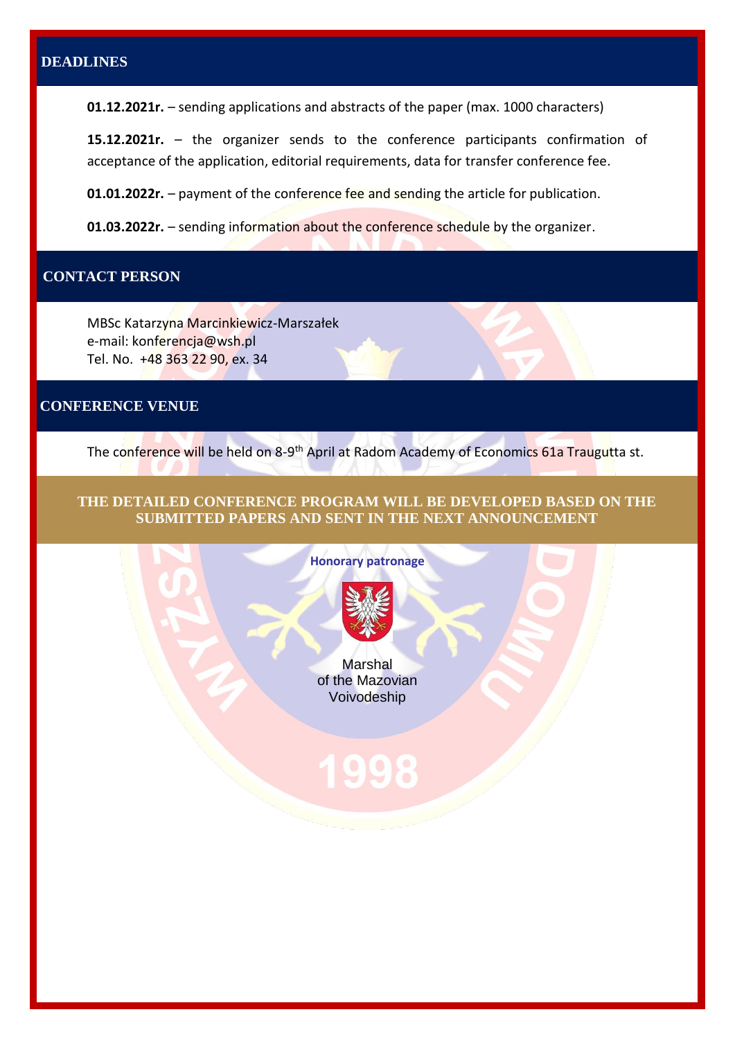## DEADLINES

**01.12.2021r.** – sending applications and abstracts of the paper (max. 1000 characters)

**15.12.2021r.** – the organizer sends to the conference participants confirmation of acceptance of the application, editorial requirements, data for transfer conference fee.

**01.01.2022r.** – payment of the conference fee and sending the article for publication.

**01.03.2022r.** – sending information about the conference schedule by the organizer.

## CONTACT PERSON

MBSc Katarzyna Marcinkiewicz-Marszałek
e-mail: konferencja@wsh.pl
Tel. No. +48 363 22 90, ex. 34

## CONFERENCE VENUE

The conference will be held on 8-9th April at Radom Academy of Economics 61a Traugutta st.

**THE DETAILED CONFERENCE PROGRAM WILL BE DEVELOPED BASED ON THE SUBMITTED PAPERS AND SENT IN THE NEXT ANNOUNCEMENT**

**Honorary patronage**

Marshal
of the Mazovian
Voivodeship